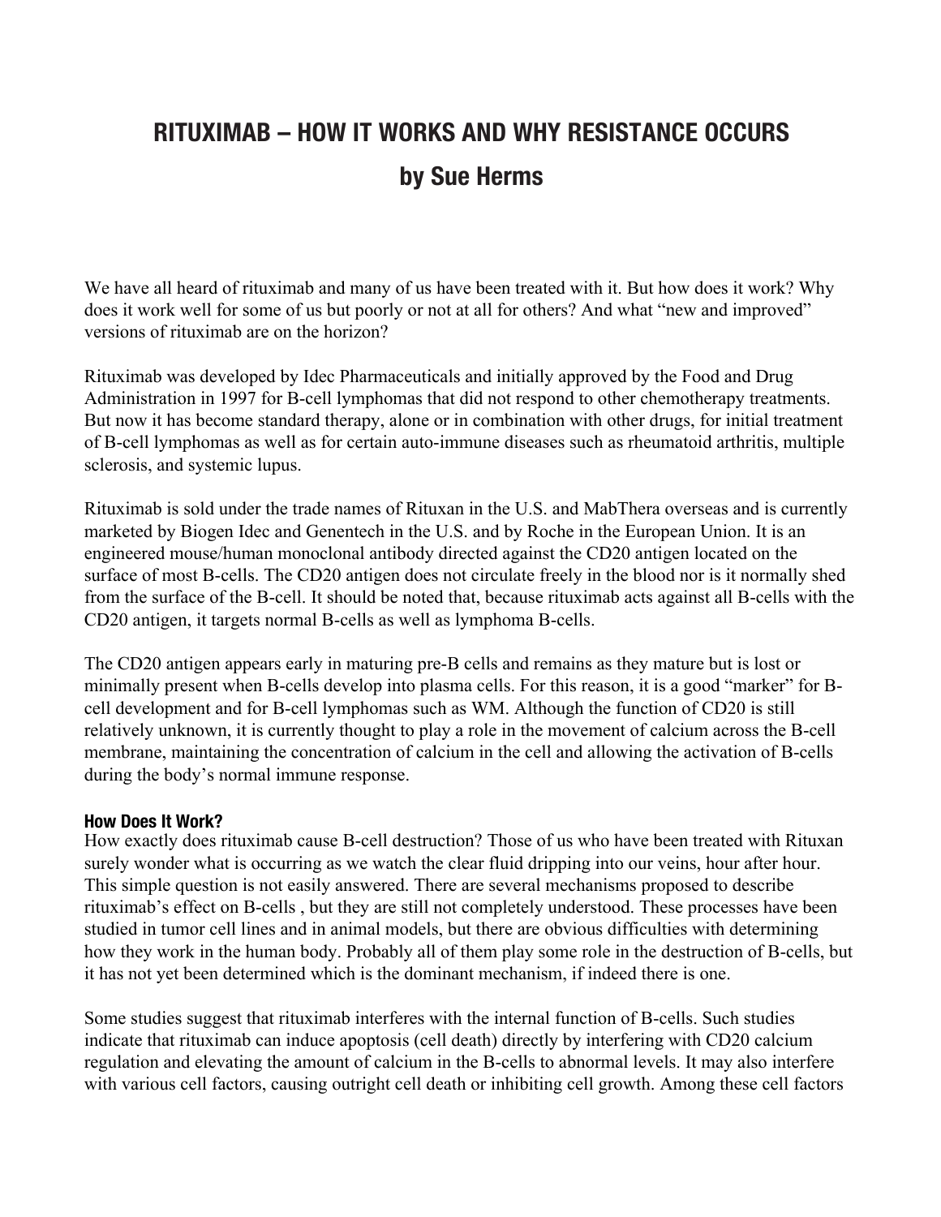# RITUXIMAB – HOW IT WORKS AND WHY RESISTANCE OCCURS

## by Sue Herms

We have all heard of rituximab and many of us have been treated with it. But how does it work? Why does it work well for some of us but poorly or not at all for others? And what "new and improved" versions of rituximab are on the horizon?

Rituximab was developed by Idec Pharmaceuticals and initially approved by the Food and Drug Administration in 1997 for B-cell lymphomas that did not respond to other chemotherapy treatments. But now it has become standard therapy, alone or in combination with other drugs, for initial treatment of B-cell lymphomas as well as for certain auto-immune diseases such as rheumatoid arthritis, multiple sclerosis, and systemic lupus.

Rituximab is sold under the trade names of Rituxan in the U.S. and MabThera overseas and is currently marketed by Biogen Idec and Genentech in the U.S. and by Roche in the European Union. It is an engineered mouse/human monoclonal antibody directed against the CD20 antigen located on the surface of most B-cells. The CD20 antigen does not circulate freely in the blood nor is it normally shed from the surface of the B-cell. It should be noted that, because rituximab acts against all B-cells with the CD20 antigen, it targets normal B-cells as well as lymphoma B-cells.

The CD20 antigen appears early in maturing pre-B cells and remains as they mature but is lost or minimally present when B-cells develop into plasma cells. For this reason, it is a good "marker" for B-cell development and for B-cell lymphomas such as WM. Although the function of CD20 is still relatively unknown, it is currently thought to play a role in the movement of calcium across the B-cell membrane, maintaining the concentration of calcium in the cell and allowing the activation of B-cells during the body's normal immune response.

#### How Does It Work?

How exactly does rituximab cause B-cell destruction? Those of us who have been treated with Rituxan surely wonder what is occurring as we watch the clear fluid dripping into our veins, hour after hour. This simple question is not easily answered. There are several mechanisms proposed to describe rituximab's effect on B-cells , but they are still not completely understood. These processes have been studied in tumor cell lines and in animal models, but there are obvious difficulties with determining how they work in the human body. Probably all of them play some role in the destruction of B-cells, but it has not yet been determined which is the dominant mechanism, if indeed there is one.

Some studies suggest that rituximab interferes with the internal function of B-cells. Such studies indicate that rituximab can induce apoptosis (cell death) directly by interfering with CD20 calcium regulation and elevating the amount of calcium in the B-cells to abnormal levels. It may also interfere with various cell factors, causing outright cell death or inhibiting cell growth. Among these cell factors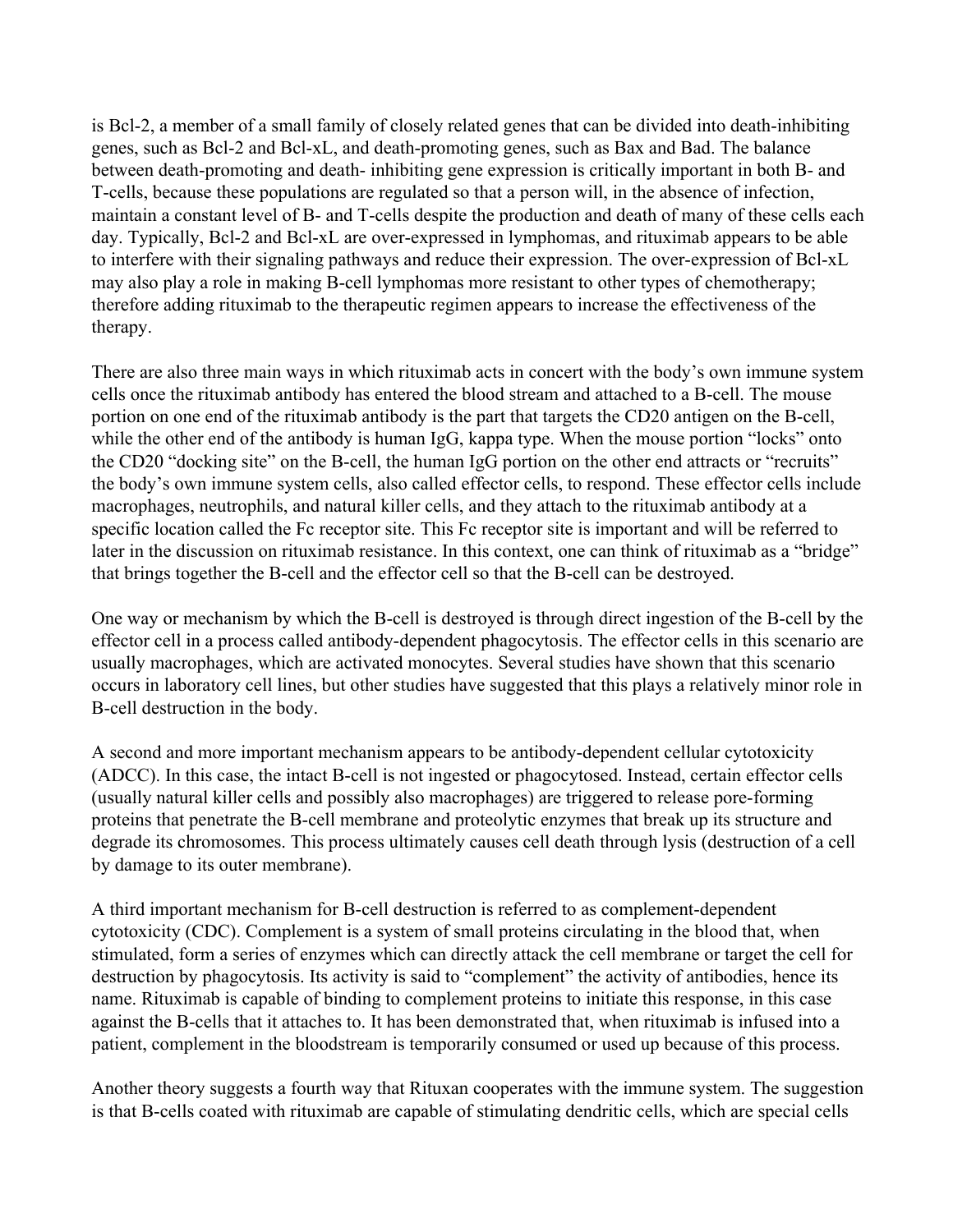is Bcl-2, a member of a small family of closely related genes that can be divided into death-inhibiting genes, such as Bcl-2 and Bcl-xL, and death-promoting genes, such as Bax and Bad. The balance between death-promoting and death- inhibiting gene expression is critically important in both B- and T-cells, because these populations are regulated so that a person will, in the absence of infection, maintain a constant level of B- and T-cells despite the production and death of many of these cells each day. Typically, Bcl-2 and Bcl-xL are over-expressed in lymphomas, and rituximab appears to be able to interfere with their signaling pathways and reduce their expression. The over-expression of Bcl-xL may also play a role in making B-cell lymphomas more resistant to other types of chemotherapy; therefore adding rituximab to the therapeutic regimen appears to increase the effectiveness of the therapy.

There are also three main ways in which rituximab acts in concert with the body's own immune system cells once the rituximab antibody has entered the blood stream and attached to a B-cell. The mouse portion on one end of the rituximab antibody is the part that targets the CD20 antigen on the B-cell, while the other end of the antibody is human IgG, kappa type. When the mouse portion "locks" onto the CD20 "docking site" on the B-cell, the human IgG portion on the other end attracts or "recruits" the body's own immune system cells, also called effector cells, to respond. These effector cells include macrophages, neutrophils, and natural killer cells, and they attach to the rituximab antibody at a specific location called the Fc receptor site. This Fc receptor site is important and will be referred to later in the discussion on rituximab resistance. In this context, one can think of rituximab as a "bridge" that brings together the B-cell and the effector cell so that the B-cell can be destroyed.

One way or mechanism by which the B-cell is destroyed is through direct ingestion of the B-cell by the effector cell in a process called antibody-dependent phagocytosis. The effector cells in this scenario are usually macrophages, which are activated monocytes. Several studies have shown that this scenario occurs in laboratory cell lines, but other studies have suggested that this plays a relatively minor role in B-cell destruction in the body.

A second and more important mechanism appears to be antibody-dependent cellular cytotoxicity (ADCC). In this case, the intact B-cell is not ingested or phagocytosed. Instead, certain effector cells (usually natural killer cells and possibly also macrophages) are triggered to release pore-forming proteins that penetrate the B-cell membrane and proteolytic enzymes that break up its structure and degrade its chromosomes. This process ultimately causes cell death through lysis (destruction of a cell by damage to its outer membrane).

A third important mechanism for B-cell destruction is referred to as complement-dependent cytotoxicity (CDC). Complement is a system of small proteins circulating in the blood that, when stimulated, form a series of enzymes which can directly attack the cell membrane or target the cell for destruction by phagocytosis. Its activity is said to "complement" the activity of antibodies, hence its name. Rituximab is capable of binding to complement proteins to initiate this response, in this case against the B-cells that it attaches to. It has been demonstrated that, when rituximab is infused into a patient, complement in the bloodstream is temporarily consumed or used up because of this process.

Another theory suggests a fourth way that Rituxan cooperates with the immune system. The suggestion is that B-cells coated with rituximab are capable of stimulating dendritic cells, which are special cells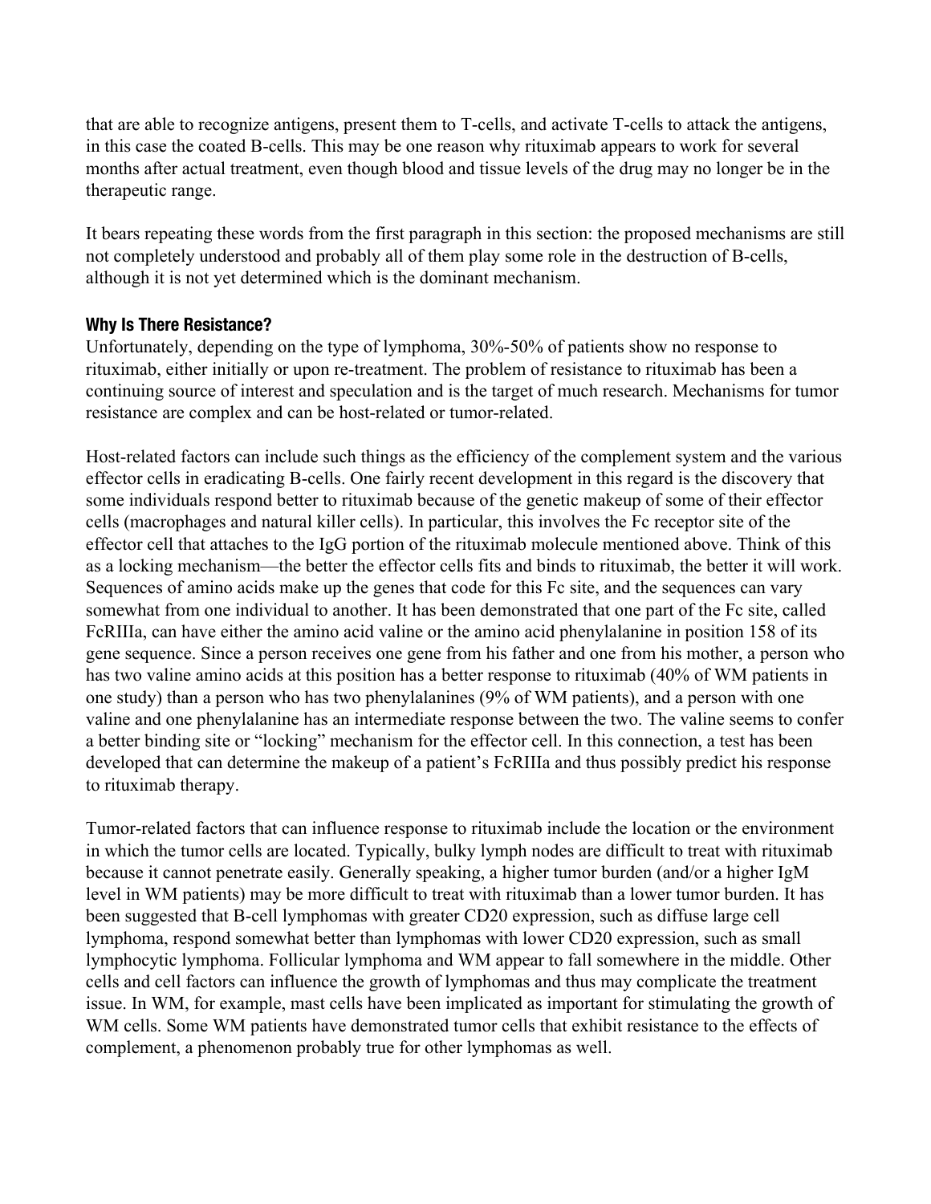that are able to recognize antigens, present them to T-cells, and activate T-cells to attack the antigens, in this case the coated B-cells. This may be one reason why rituximab appears to work for several months after actual treatment, even though blood and tissue levels of the drug may no longer be in the therapeutic range.

It bears repeating these words from the first paragraph in this section: the proposed mechanisms are still not completely understood and probably all of them play some role in the destruction of B-cells, although it is not yet determined which is the dominant mechanism.

**Why Is There Resistance?**

Unfortunately, depending on the type of lymphoma, 30%-50% of patients show no response to rituximab, either initially or upon re-treatment. The problem of resistance to rituximab has been a continuing source of interest and speculation and is the target of much research. Mechanisms for tumor resistance are complex and can be host-related or tumor-related.

Host-related factors can include such things as the efficiency of the complement system and the various effector cells in eradicating B-cells. One fairly recent development in this regard is the discovery that some individuals respond better to rituximab because of the genetic makeup of some of their effector cells (macrophages and natural killer cells). In particular, this involves the Fc receptor site of the effector cell that attaches to the IgG portion of the rituximab molecule mentioned above. Think of this as a locking mechanism—the better the effector cells fits and binds to rituximab, the better it will work. Sequences of amino acids make up the genes that code for this Fc site, and the sequences can vary somewhat from one individual to another. It has been demonstrated that one part of the Fc site, called FcRIIIa, can have either the amino acid valine or the amino acid phenylalanine in position 158 of its gene sequence. Since a person receives one gene from his father and one from his mother, a person who has two valine amino acids at this position has a better response to rituximab (40% of WM patients in one study) than a person who has two phenylalanines (9% of WM patients), and a person with one valine and one phenylalanine has an intermediate response between the two. The valine seems to confer a better binding site or "locking" mechanism for the effector cell. In this connection, a test has been developed that can determine the makeup of a patient's FcRIIIa and thus possibly predict his response to rituximab therapy.

Tumor-related factors that can influence response to rituximab include the location or the environment in which the tumor cells are located. Typically, bulky lymph nodes are difficult to treat with rituximab because it cannot penetrate easily. Generally speaking, a higher tumor burden (and/or a higher IgM level in WM patients) may be more difficult to treat with rituximab than a lower tumor burden. It has been suggested that B-cell lymphomas with greater CD20 expression, such as diffuse large cell lymphoma, respond somewhat better than lymphomas with lower CD20 expression, such as small lymphocytic lymphoma. Follicular lymphoma and WM appear to fall somewhere in the middle. Other cells and cell factors can influence the growth of lymphomas and thus may complicate the treatment issue. In WM, for example, mast cells have been implicated as important for stimulating the growth of WM cells. Some WM patients have demonstrated tumor cells that exhibit resistance to the effects of complement, a phenomenon probably true for other lymphomas as well.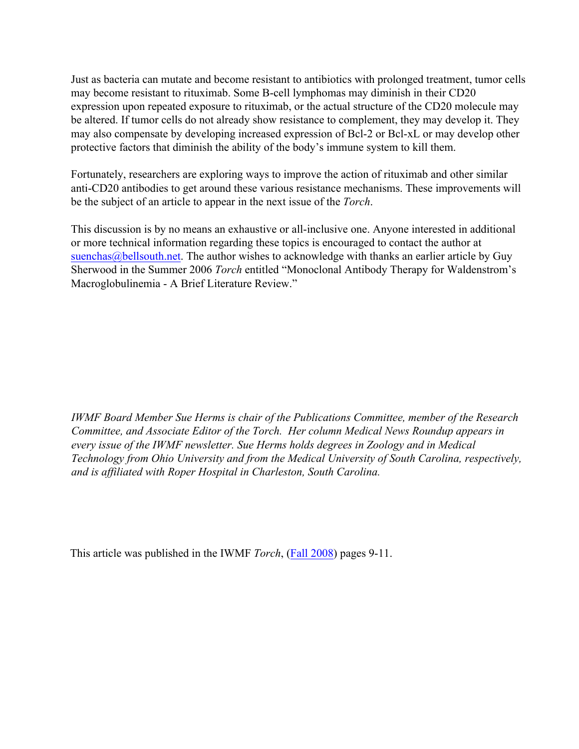Just as bacteria can mutate and become resistant to antibiotics with prolonged treatment, tumor cells may become resistant to rituximab. Some B-cell lymphomas may diminish in their CD20 expression upon repeated exposure to rituximab, or the actual structure of the CD20 molecule may be altered. If tumor cells do not already show resistance to complement, they may develop it. They may also compensate by developing increased expression of Bcl-2 or Bcl-xL or may develop other protective factors that diminish the ability of the body's immune system to kill them.

Fortunately, researchers are exploring ways to improve the action of rituximab and other similar anti-CD20 antibodies to get around these various resistance mechanisms. These improvements will be the subject of an article to appear in the next issue of the *Torch*.

This discussion is by no means an exhaustive or all-inclusive one. Anyone interested in additional or more technical information regarding these topics is encouraged to contact the author at suenchas@bellsouth.net. The author wishes to acknowledge with thanks an earlier article by Guy Sherwood in the Summer 2006 *Torch* entitled "Monoclonal Antibody Therapy for Waldenstrom's Macroglobulinemia - A Brief Literature Review."

*IWMF Board Member Sue Herms is chair of the Publications Committee, member of the Research Committee, and Associate Editor of the Torch. Her column Medical News Roundup appears in every issue of the IWMF newsletter. Sue Herms holds degrees in Zoology and in Medical Technology from Ohio University and from the Medical University of South Carolina, respectively, and is affiliated with Roper Hospital in Charleston, South Carolina.*

This article was published in the IWMF *Torch*, (Fall 2008) pages 9-11.